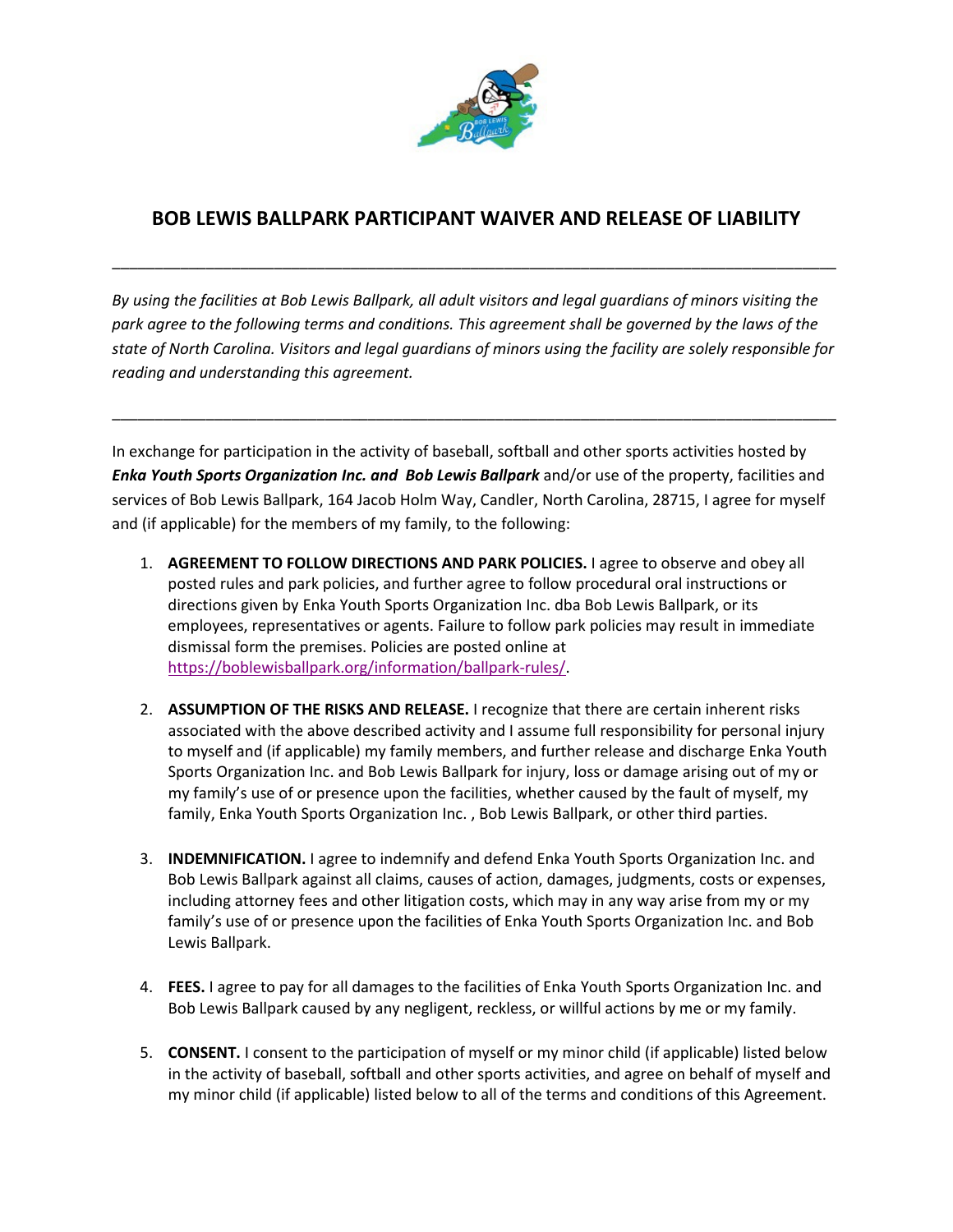# BOB LEWIS BALLPARK PARTICIPANT WAIVER AND RELEASE OF LIABILITY

---

*By using the facilities at Bob Lewis Ballpark, all adult visitors and legal guardians of minors visiting the park agree to the following terms and conditions. This agreement shall be governed by the laws of the state of North Carolina. Visitors and legal guardians of minors using the facility are solely responsible for reading and understanding this agreement.*

---

In exchange for participation in the activity of baseball, softball and other sports activities hosted by ***Enka Youth Sports Organization Inc. and Bob Lewis Ballpark*** and/or use of the property, facilities and services of Bob Lewis Ballpark, 164 Jacob Holm Way, Candler, North Carolina, 28715, I agree for myself and (if applicable) for the members of my family, to the following:

1. **AGREEMENT TO FOLLOW DIRECTIONS AND PARK POLICIES.** I agree to observe and obey all posted rules and park policies, and further agree to follow procedural oral instructions or directions given by Enka Youth Sports Organization Inc. dba Bob Lewis Ballpark, or its employees, representatives or agents. Failure to follow park policies may result in immediate dismissal form the premises. Policies are posted online at https://boblewisballpark.org/information/ballpark-rules/.

2. **ASSUMPTION OF THE RISKS AND RELEASE.** I recognize that there are certain inherent risks associated with the above described activity and I assume full responsibility for personal injury to myself and (if applicable) my family members, and further release and discharge Enka Youth Sports Organization Inc. and Bob Lewis Ballpark for injury, loss or damage arising out of my or my family's use of or presence upon the facilities, whether caused by the fault of myself, my family, Enka Youth Sports Organization Inc. , Bob Lewis Ballpark, or other third parties.

3. **INDEMNIFICATION.** I agree to indemnify and defend Enka Youth Sports Organization Inc. and Bob Lewis Ballpark against all claims, causes of action, damages, judgments, costs or expenses, including attorney fees and other litigation costs, which may in any way arise from my or my family's use of or presence upon the facilities of Enka Youth Sports Organization Inc. and Bob Lewis Ballpark.

4. **FEES.** I agree to pay for all damages to the facilities of Enka Youth Sports Organization Inc. and Bob Lewis Ballpark caused by any negligent, reckless, or willful actions by me or my family.

5. **CONSENT.** I consent to the participation of myself or my minor child (if applicable) listed below in the activity of baseball, softball and other sports activities, and agree on behalf of myself and my minor child (if applicable) listed below to all of the terms and conditions of this Agreement.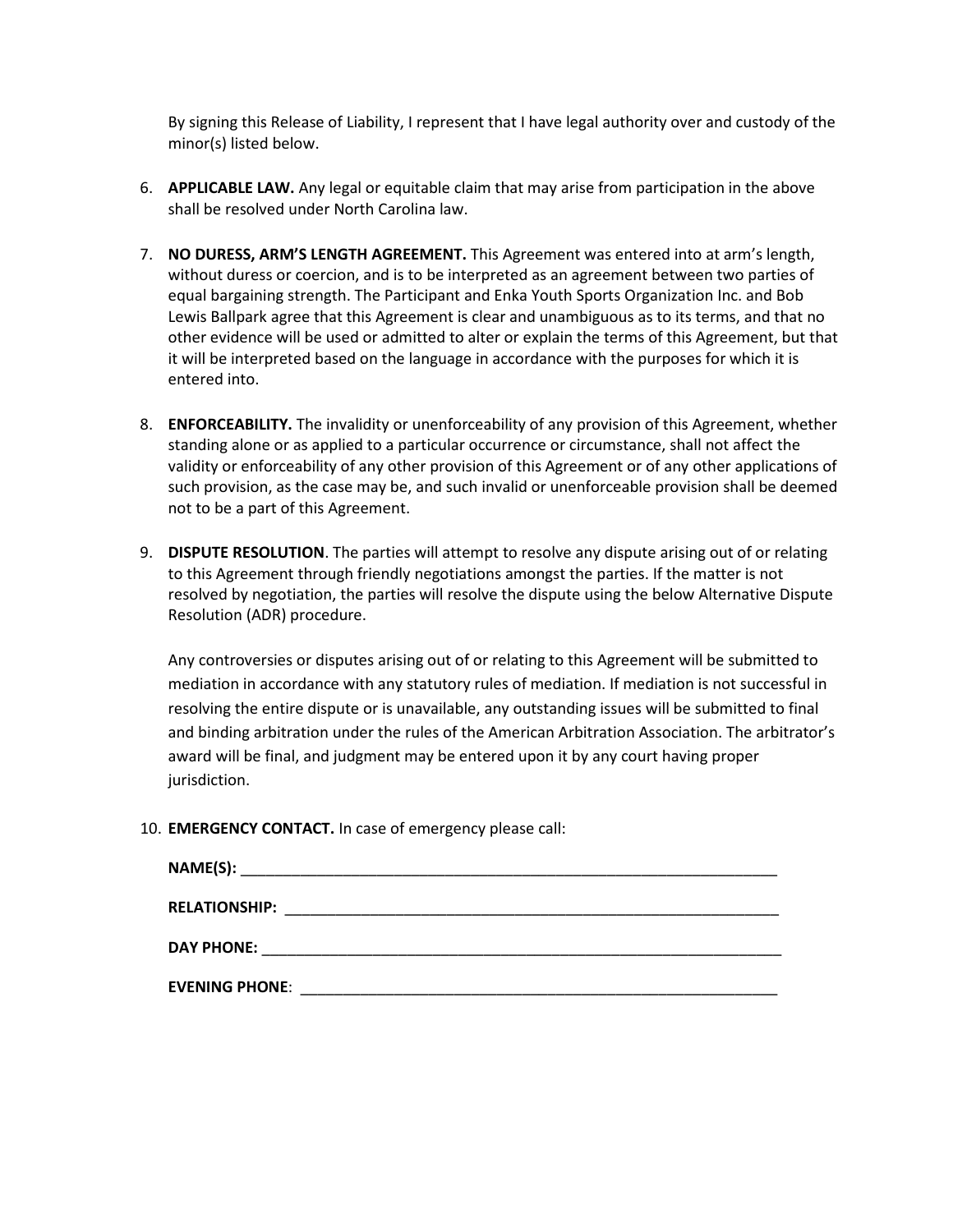By signing this Release of Liability, I represent that I have legal authority over and custody of the minor(s) listed below.

6. **APPLICABLE LAW.** Any legal or equitable claim that may arise from participation in the above shall be resolved under North Carolina law.

7. **NO DURESS, ARM'S LENGTH AGREEMENT.** This Agreement was entered into at arm's length, without duress or coercion, and is to be interpreted as an agreement between two parties of equal bargaining strength. The Participant and Enka Youth Sports Organization Inc. and Bob Lewis Ballpark agree that this Agreement is clear and unambiguous as to its terms, and that no other evidence will be used or admitted to alter or explain the terms of this Agreement, but that it will be interpreted based on the language in accordance with the purposes for which it is entered into.

8. **ENFORCEABILITY.** The invalidity or unenforceability of any provision of this Agreement, whether standing alone or as applied to a particular occurrence or circumstance, shall not affect the validity or enforceability of any other provision of this Agreement or of any other applications of such provision, as the case may be, and such invalid or unenforceable provision shall be deemed not to be a part of this Agreement.

9. **DISPUTE RESOLUTION**. The parties will attempt to resolve any dispute arising out of or relating to this Agreement through friendly negotiations amongst the parties. If the matter is not resolved by negotiation, the parties will resolve the dispute using the below Alternative Dispute Resolution (ADR) procedure.

   Any controversies or disputes arising out of or relating to this Agreement will be submitted to mediation in accordance with any statutory rules of mediation. If mediation is not successful in resolving the entire dispute or is unavailable, any outstanding issues will be submitted to final and binding arbitration under the rules of the American Arbitration Association. The arbitrator's award will be final, and judgment may be entered upon it by any court having proper jurisdiction.

10. **EMERGENCY CONTACT.** In case of emergency please call:

    **NAME(S):** ________________________________________________________________

    **RELATIONSHIP:** ____________________________________________________________

    **DAY PHONE:** ______________________________________________________________

    **EVENING PHONE**: ___________________________________________________________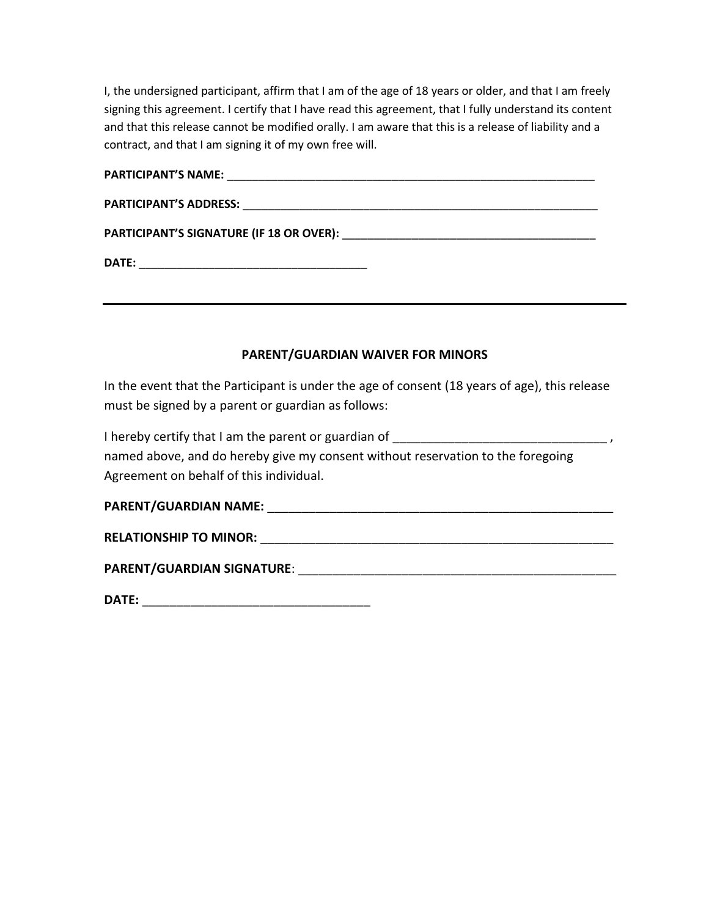I, the undersigned participant, affirm that I am of the age of 18 years or older, and that I am freely signing this agreement. I certify that I have read this agreement, that I fully understand its content and that this release cannot be modified orally. I am aware that this is a release of liability and a contract, and that I am signing it of my own free will.

**PARTICIPANT'S NAME:** ____________________________________________________________

**PARTICIPANT'S ADDRESS:** __________________________________________________________

**PARTICIPANT'S SIGNATURE (IF 18 OR OVER):** _________________________________________

**DATE:** _____________________________________

---

## PARENT/GUARDIAN WAIVER FOR MINORS

In the event that the Participant is under the age of consent (18 years of age), this release must be signed by a parent or guardian as follows:

I hereby certify that I am the parent or guardian of _______________________________ , named above, and do hereby give my consent without reservation to the foregoing Agreement on behalf of this individual.

**PARENT/GUARDIAN NAME:** ____________________________________________________

**RELATIONSHIP TO MINOR:** ___________________________________________________

**PARENT/GUARDIAN SIGNATURE**: _______________________________________________

**DATE:** _________________________________